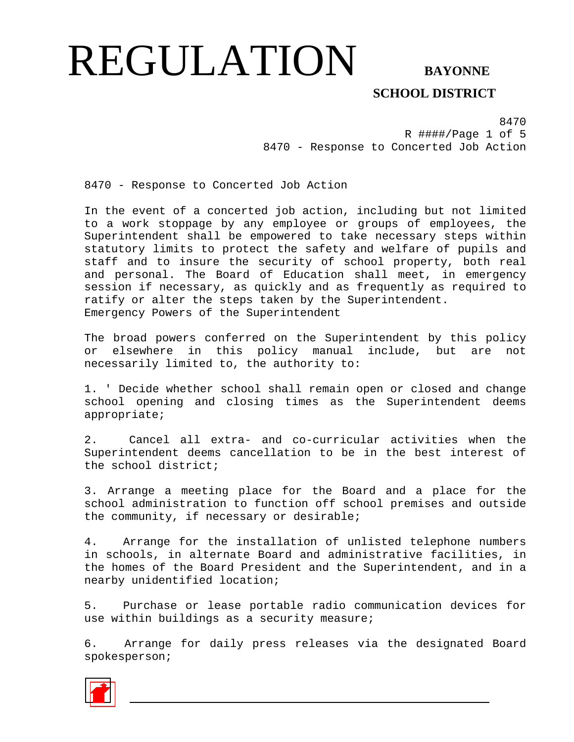# REGULATION

**BAYONNE SCHOOL DISTRICT**

8470 - Response to Concerted Job Action

In the event of a concerted job action, including but not limited to a work stoppage by any employee or groups of employees, the Superintendent shall be empowered to take necessary steps within statutory limits to protect the safety and welfare of pupils and staff and to insure the security of school property, both real and personal. The Board of Education shall meet, in emergency session if necessary, as quickly and as frequently as required to ratify or alter the steps taken by the Superintendent.

Emergency Powers of the Superintendent

The broad powers conferred on the Superintendent by this policy or elsewhere in this policy manual include, but are not necessarily limited to, the authority to:

1. ' Decide whether school shall remain open or closed and change school opening and closing times as the Superintendent deems appropriate;

2. Cancel all extra- and co-curricular activities when the Superintendent deems cancellation to be in the best interest of the school district;

3. Arrange a meeting place for the Board and a place for the school administration to function off school premises and outside the community, if necessary or desirable;

4. Arrange for the installation of unlisted telephone numbers in schools, in alternate Board and administrative facilities, in the homes of the Board President and the Superintendent, and in a nearby unidentified location;

5. Purchase or lease portable radio communication devices for use within buildings as a security measure;

6. Arrange for daily press releases via the designated Board spokesperson;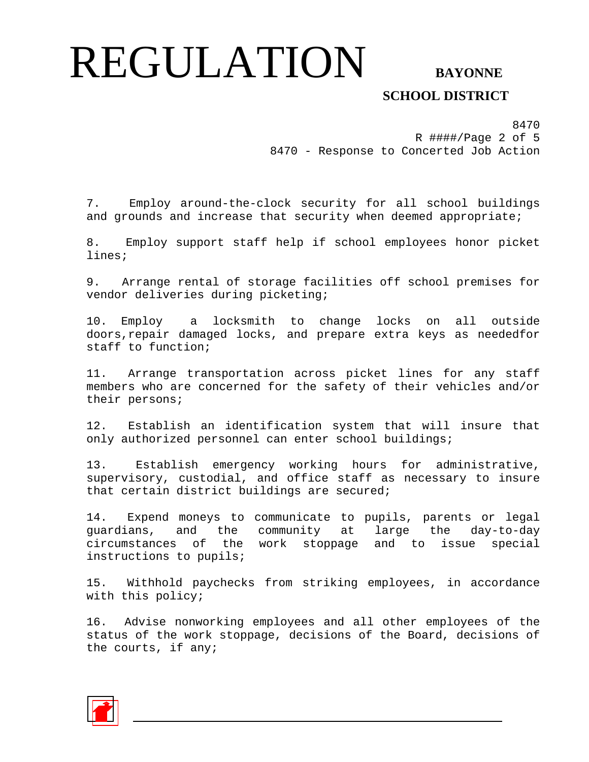7. Employ around-the-clock security for all school buildings and grounds and increase that security when deemed appropriate;

8. Employ support staff help if school employees honor picket lines;

9. Arrange rental of storage facilities off school premises for vendor deliveries during picketing;

10. Employ a locksmith to change locks on all outside doors,repair damaged locks, and prepare extra keys as neededfor staff to function;

11. Arrange transportation across picket lines for any staff members who are concerned for the safety of their vehicles and/or their persons;

12. Establish an identification system that will insure that only authorized personnel can enter school buildings;

13. Establish emergency working hours for administrative, supervisory, custodial, and office staff as necessary to insure that certain district buildings are secured;

14. Expend moneys to communicate to pupils, parents or legal guardians, and the community at large the day-to-day circumstances of the work stoppage and to issue special instructions to pupils;

15. Withhold paychecks from striking employees, in accordance with this policy;

16. Advise nonworking employees and all other employees of the status of the work stoppage, decisions of the Board, decisions of the courts, if any;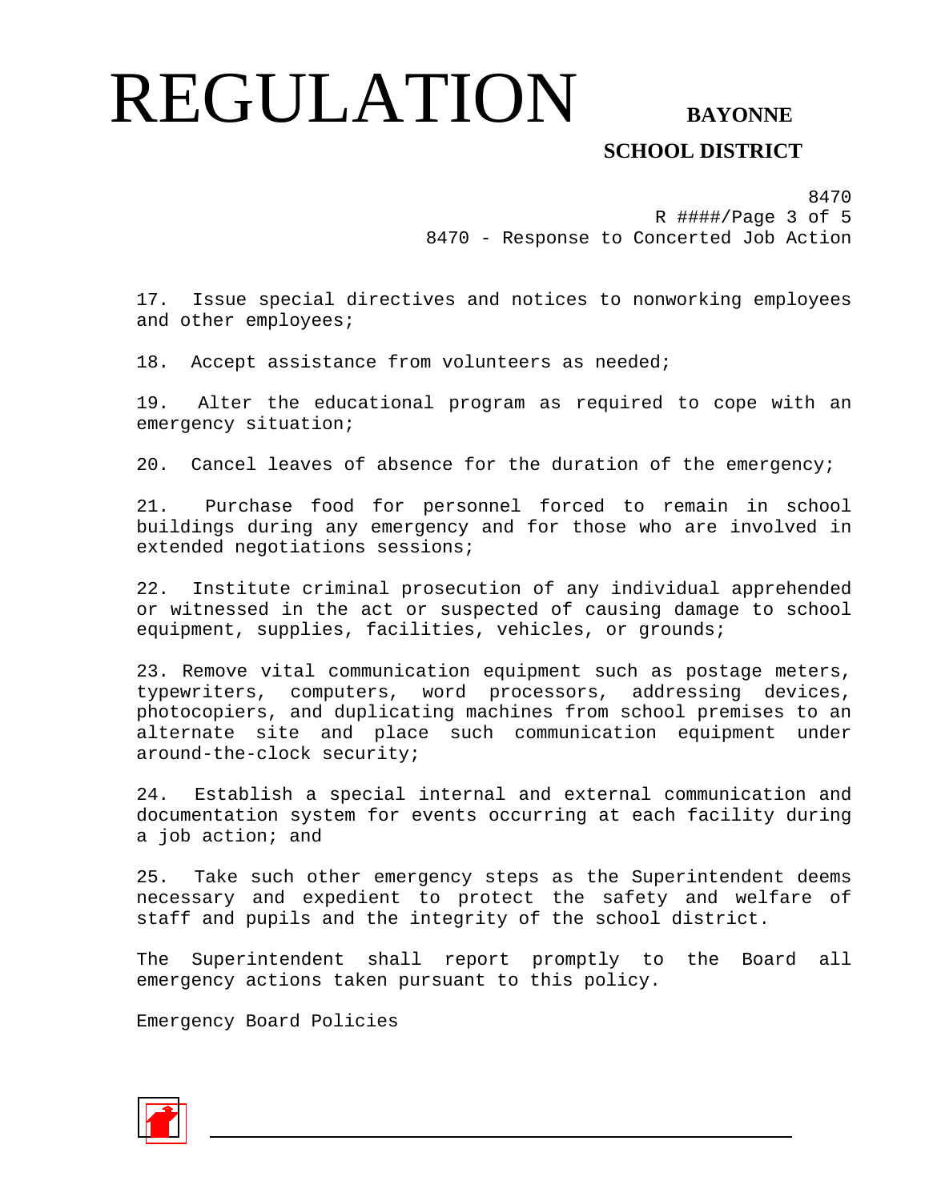17. Issue special directives and notices to nonworking employees and other employees;

18. Accept assistance from volunteers as needed;

19. Alter the educational program as required to cope with an emergency situation;

20. Cancel leaves of absence for the duration of the emergency;

21. Purchase food for personnel forced to remain in school buildings during any emergency and for those who are involved in extended negotiations sessions;

22. Institute criminal prosecution of any individual apprehended or witnessed in the act or suspected of causing damage to school equipment, supplies, facilities, vehicles, or grounds;

23. Remove vital communication equipment such as postage meters, typewriters, computers, word processors, addressing devices, photocopiers, and duplicating machines from school premises to an alternate site and place such communication equipment under around-the-clock security;

24. Establish a special internal and external communication and documentation system for events occurring at each facility during a job action; and

25. Take such other emergency steps as the Superintendent deems necessary and expedient to protect the safety and welfare of staff and pupils and the integrity of the school district.

The Superintendent shall report promptly to the Board all emergency actions taken pursuant to this policy.

Emergency Board Policies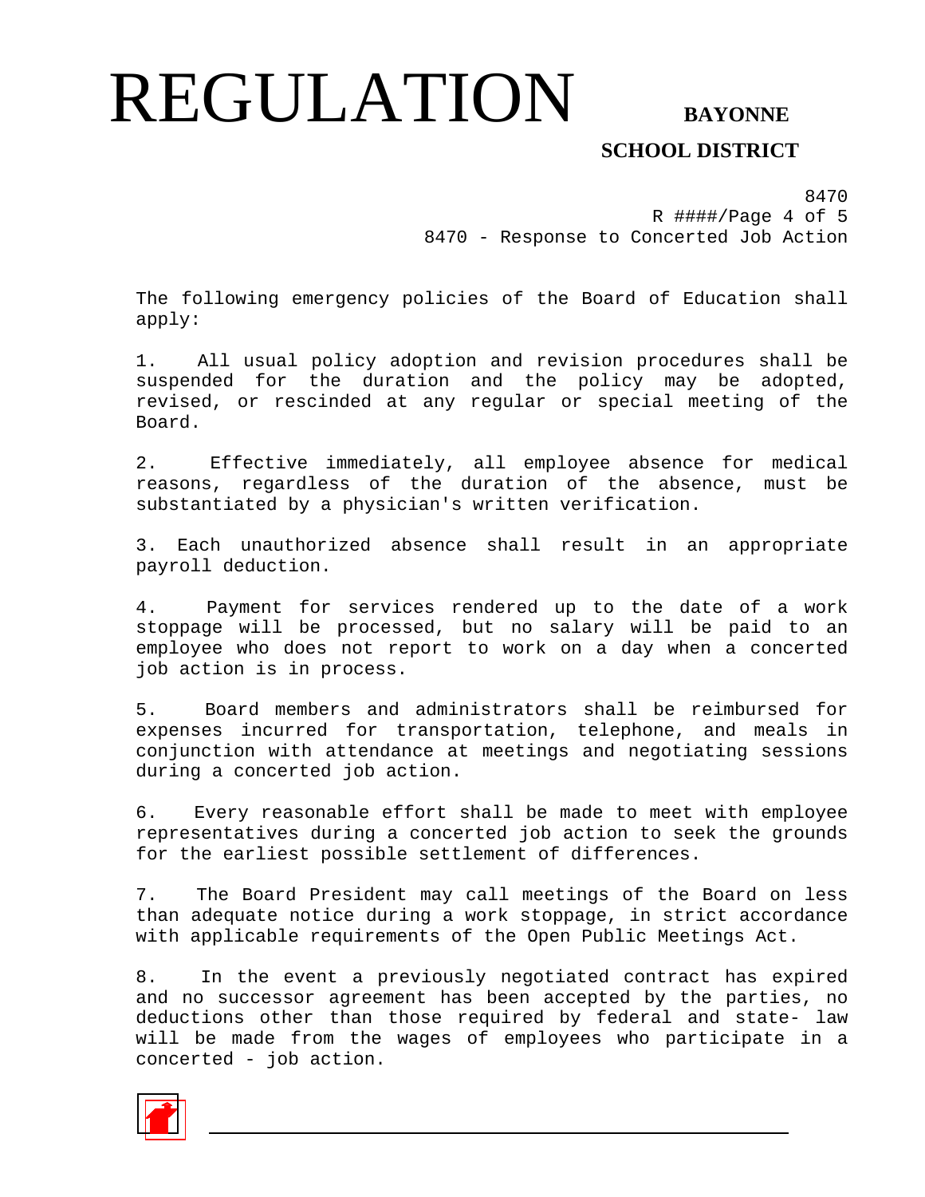The following emergency policies of the Board of Education shall apply:

1. All usual policy adoption and revision procedures shall be suspended for the duration and the policy may be adopted, revised, or rescinded at any regular or special meeting of the Board.

2. Effective immediately, all employee absence for medical reasons, regardless of the duration of the absence, must be substantiated by a physician's written verification.

3. Each unauthorized absence shall result in an appropriate payroll deduction.

4. Payment for services rendered up to the date of a work stoppage will be processed, but no salary will be paid to an employee who does not report to work on a day when a concerted job action is in process.

5. Board members and administrators shall be reimbursed for expenses incurred for transportation, telephone, and meals in conjunction with attendance at meetings and negotiating sessions during a concerted job action.

6. Every reasonable effort shall be made to meet with employee representatives during a concerted job action to seek the grounds for the earliest possible settlement of differences.

7. The Board President may call meetings of the Board on less than adequate notice during a work stoppage, in strict accordance with applicable requirements of the Open Public Meetings Act.

8. In the event a previously negotiated contract has expired and no successor agreement has been accepted by the parties, no deductions other than those required by federal and state- law will be made from the wages of employees who participate in a concerted - job action.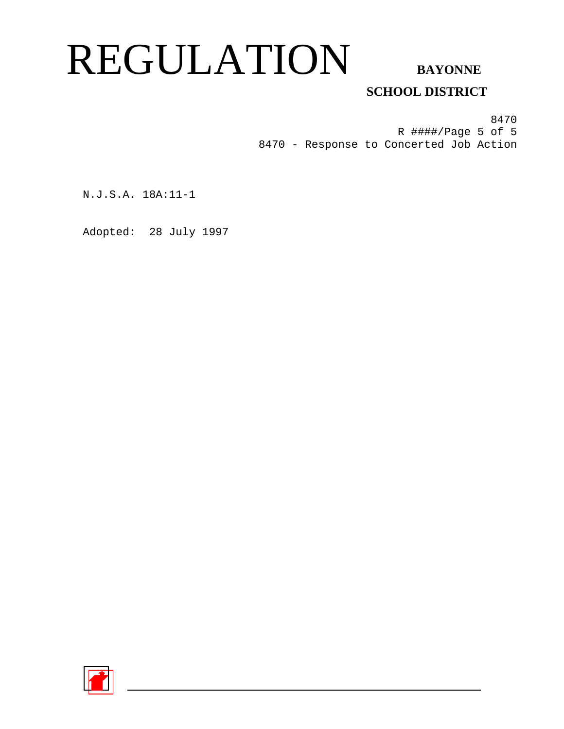N.J.S.A. 18A:11-1

Adopted: 28 July 1997